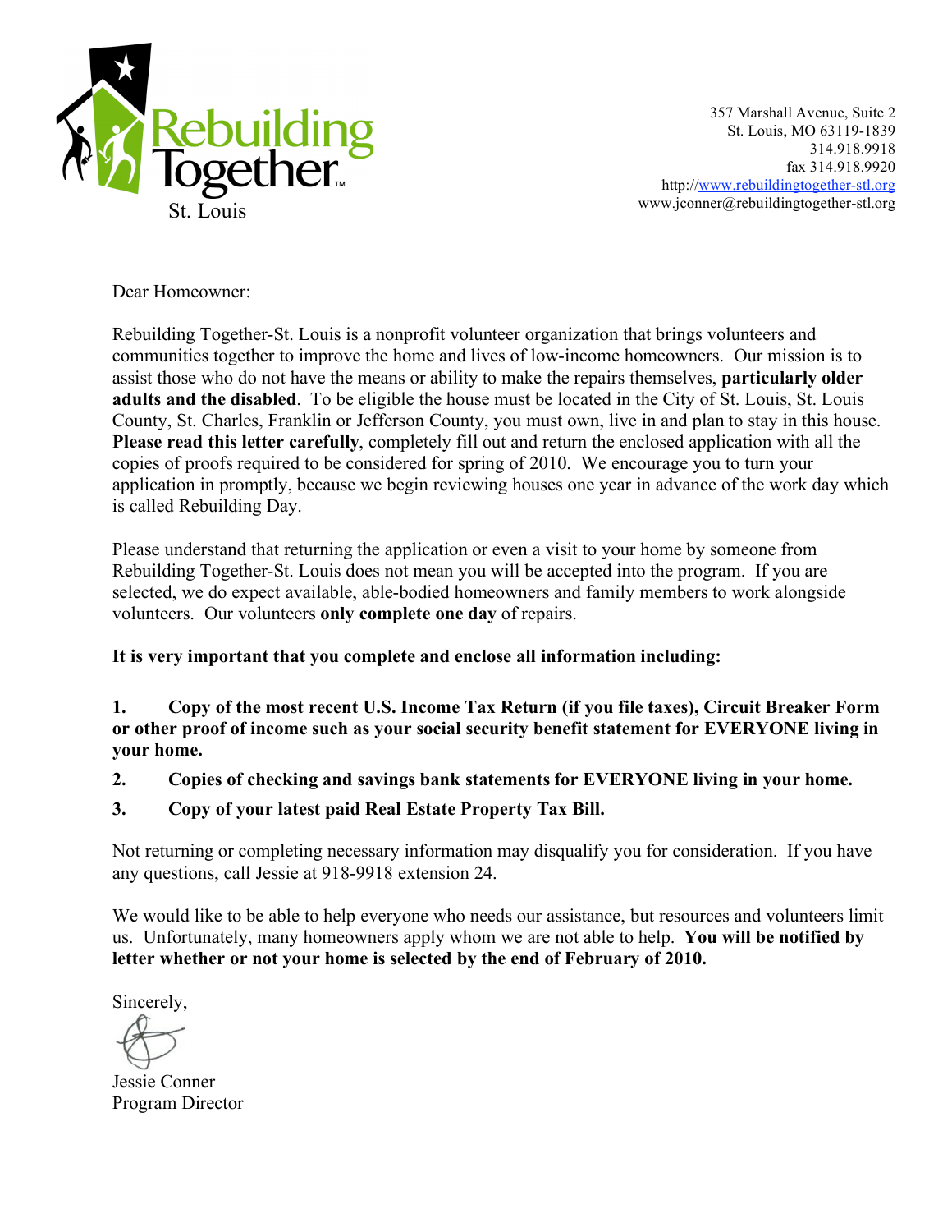Rebuilding Together St. Louis

357 Marshall Avenue, Suite 2
St. Louis, MO 63119-1839
314.918.9918
fax 314.918.9920
http://www.rebuildingtogether-stl.org
www.jconner@rebuildingtogether-stl.org

Dear Homeowner:

Rebuilding Together-St. Louis is a nonprofit volunteer organization that brings volunteers and communities together to improve the home and lives of low-income homeowners. Our mission is to assist those who do not have the means or ability to make the repairs themselves, **particularly older adults and the disabled**. To be eligible the house must be located in the City of St. Louis, St. Louis County, St. Charles, Franklin or Jefferson County, you must own, live in and plan to stay in this house. **Please read this letter carefully**, completely fill out and return the enclosed application with all the copies of proofs required to be considered for spring of 2010. We encourage you to turn your application in promptly, because we begin reviewing houses one year in advance of the work day which is called Rebuilding Day.

Please understand that returning the application or even a visit to your home by someone from Rebuilding Together-St. Louis does not mean you will be accepted into the program. If you are selected, we do expect available, able-bodied homeowners and family members to work alongside volunteers. Our volunteers **only complete one day** of repairs.

**It is very important that you complete and enclose all information including:**

1. **Copy of the most recent U.S. Income Tax Return (if you file taxes), Circuit Breaker Form or other proof of income such as your social security benefit statement for EVERYONE living in your home.**
2. **Copies of checking and savings bank statements for EVERYONE living in your home.**
3. **Copy of your latest paid Real Estate Property Tax Bill.**

Not returning or completing necessary information may disqualify you for consideration. If you have any questions, call Jessie at 918-9918 extension 24.

We would like to be able to help everyone who needs our assistance, but resources and volunteers limit us. Unfortunately, many homeowners apply whom we are not able to help. **You will be notified by letter whether or not your home is selected by the end of February of 2010.**

Sincerely,

Jessie Conner
Program Director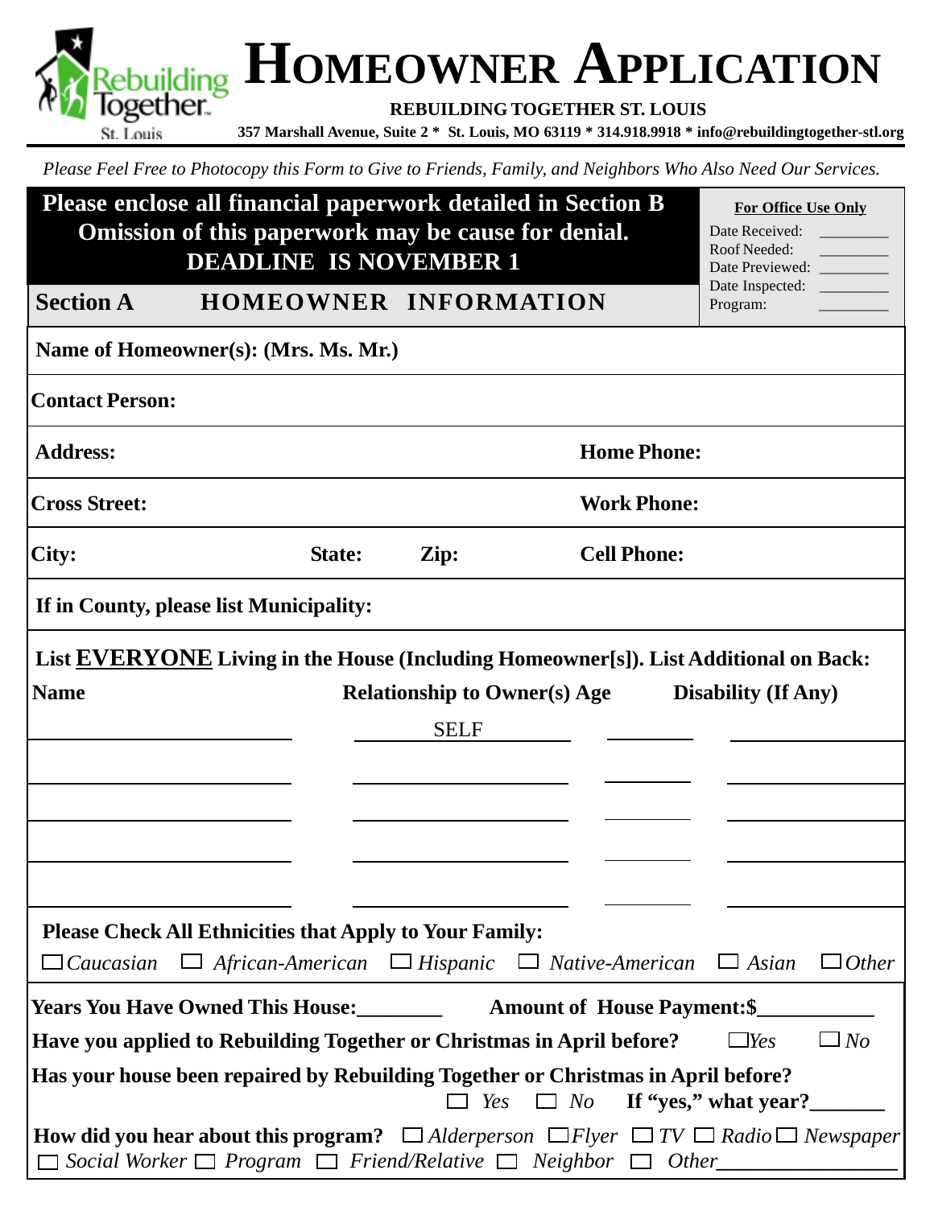# HOMEOWNER APPLICATION

**REBUILDING TOGETHER ST. LOUIS**

**357 Marshall Avenue, Suite 2 * St. Louis, MO 63119 * 314.918.9918 * info@rebuildingtogether-stl.org**

*Please Feel Free to Photocopy this Form to Give to Friends, Family, and Neighbors Who Also Need Our Services.*

**Please enclose all financial paperwork detailed in Section B**
**Omission of this paperwork may be cause for denial.**
**DEADLINE IS NOVEMBER 1**

**For Office Use Only**
Date Received: ________
Roof Needed: ________
Date Previewed: ________
Date Inspected: ________
Program: ________

## Section A HOMEOWNER INFORMATION

**Name of Homeowner(s): (Mrs. Ms. Mr.)**

**Contact Person:**

**Address:** **Home Phone:**

**Cross Street:** **Work Phone:**

**City:** **State:** **Zip:** **Cell Phone:**

**If in County, please list Municipality:**

**List EVERYONE Living in the House (Including Homeowner[s]). List Additional on Back:**

| Name | Relationship to Owner(s) | Age | Disability (If Any) |
|---|---|---|---|
| | SELF | | |
| | | | |
| | | | |
| | | | |
| | | | |

**Please Check All Ethnicities that Apply to Your Family:**

☐ *Caucasian* ☐ *African-American* ☐ *Hispanic* ☐ *Native-American* ☐ *Asian* ☐ *Other*

**Years You Have Owned This House:________ Amount of House Payment:$___________**

**Have you applied to Rebuilding Together or Christmas in April before?** ☐ *Yes* ☐ *No*

**Has your house been repaired by Rebuilding Together or Christmas in April before?**
☐ *Yes* ☐ *No* **If "yes," what year?_______**

**How did you hear about this program?** ☐ *Alderperson* ☐ *Flyer* ☐ *TV* ☐ *Radio* ☐ *Newspaper* ☐ *Social Worker* ☐ *Program* ☐ *Friend/Relative* ☐ *Neighbor* ☐ *Other*_________________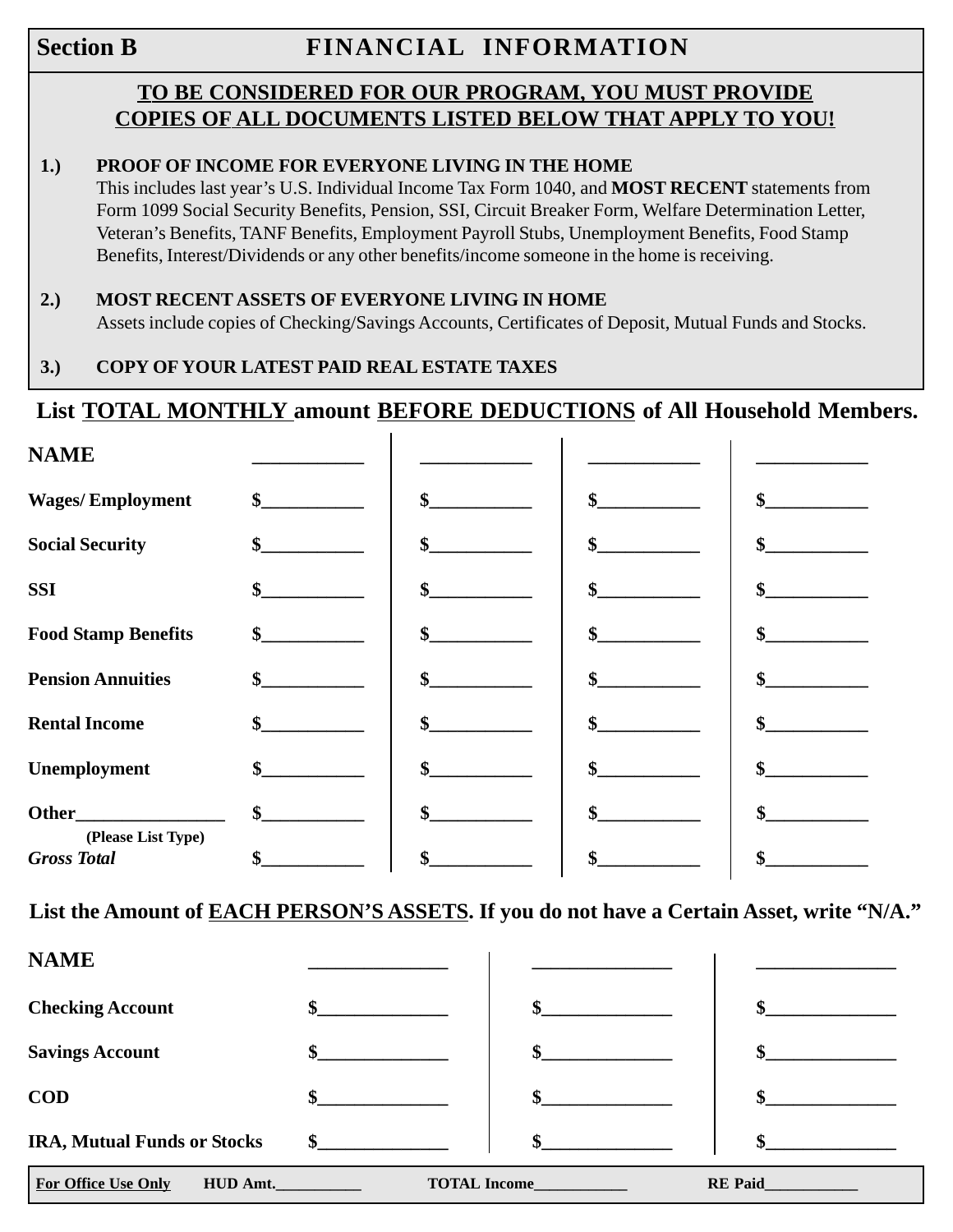## Section B — FINANCIAL INFORMATION

**TO BE CONSIDERED FOR OUR PROGRAM, YOU MUST PROVIDE COPIES OF ALL DOCUMENTS LISTED BELOW THAT APPLY TO YOU!**

1.) **PROOF OF INCOME FOR EVERYONE LIVING IN THE HOME**
This includes last year's U.S. Individual Income Tax Form 1040, and **MOST RECENT** statements from Form 1099 Social Security Benefits, Pension, SSI, Circuit Breaker Form, Welfare Determination Letter, Veteran's Benefits, TANF Benefits, Employment Payroll Stubs, Unemployment Benefits, Food Stamp Benefits, Interest/Dividends or any other benefits/income someone in the home is receiving.

2.) **MOST RECENT ASSETS OF EVERYONE LIVING IN HOME**
Assets include copies of Checking/Savings Accounts, Certificates of Deposit, Mutual Funds and Stocks.

3.) **COPY OF YOUR LATEST PAID REAL ESTATE TAXES**

**List TOTAL MONTHLY amount BEFORE DEDUCTIONS of All Household Members.**

| **NAME** | ___________ | ___________ | ___________ | ___________ |
|---|---|---|---|---|
| **Wages/ Employment** | $___________ | $___________ | $___________ | $___________ |
| **Social Security** | $___________ | $___________ | $___________ | $___________ |
| **SSI** | $___________ | $___________ | $___________ | $___________ |
| **Food Stamp Benefits** | $___________ | $___________ | $___________ | $___________ |
| **Pension Annuities** | $___________ | $___________ | $___________ | $___________ |
| **Rental Income** | $___________ | $___________ | $___________ | $___________ |
| **Unemployment** | $___________ | $___________ | $___________ | $___________ |
| **Other**________________ (Please List Type) | $___________ | $___________ | $___________ | $___________ |
| ***Gross Total*** | $___________ | $___________ | $___________ | $___________ |

**List the Amount of EACH PERSON'S ASSETS. If you do not have a Certain Asset, write "N/A."**

| **NAME** | ______________ | ______________ | ______________ |
|---|---|---|---|
| **Checking Account** | $______________ | $______________ | $______________ |
| **Savings Account** | $______________ | $______________ | $______________ |
| **COD** | $______________ | $______________ | $______________ |
| **IRA, Mutual Funds or Stocks** | $______________ | $______________ | $______________ |

**For Office Use Only** HUD Amt.___________ TOTAL Income____________ RE Paid____________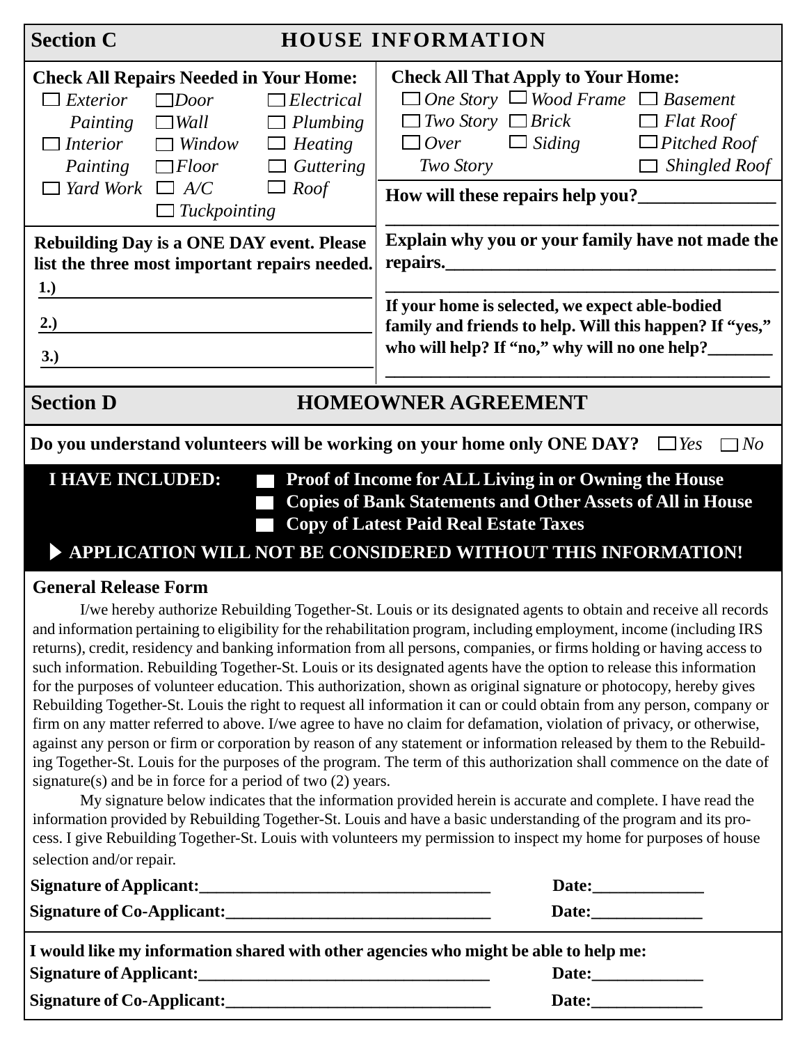## Section C — HOUSE INFORMATION

**Check All Repairs Needed in Your Home:**

- ☐ *Exterior Painting*
- ☐ *Interior Painting*
- ☐ *Yard Work*
- ☐ *Door*
- ☐ *Wall*
- ☐ *Window*
- ☐ *Floor*
- ☐ *A/C*
- ☐ *Tuckpointing*
- ☐ *Electrical*
- ☐ *Plumbing*
- ☐ *Heating*
- ☐ *Guttering*
- ☐ *Roof*

**Check All That Apply to Your Home:**

- ☐ *One Story*
- ☐ *Two Story*
- ☐ *Over Two Story*
- ☐ *Wood Frame*
- ☐ *Brick*
- ☐ *Siding*
- ☐ *Basement*
- ☐ *Flat Roof*
- ☐ *Pitched Roof*
- ☐ *Shingled Roof*

**Rebuilding Day is a ONE DAY event. Please list the three most important repairs needed.**

1.) ____________________________________

2.) ____________________________________

3.) ____________________________________

**How will these repairs help you?**_______________

_____________________________________________

**Explain why you or your family have not made the repairs.**_____________________________________

_____________________________________________

**If your home is selected, we expect able-bodied family and friends to help. Will this happen? If "yes," who will help? If "no," why will no one help?**________

_____________________________________________

## Section D — HOMEOWNER AGREEMENT

**Do you understand volunteers will be working on your home only ONE DAY?** ☐ *Yes* ☐ *No*

**I HAVE INCLUDED:**

- ☐ **Proof of Income for ALL Living in or Owning the House**
- ☐ **Copies of Bank Statements and Other Assets of All in House**
- ☐ **Copy of Latest Paid Real Estate Taxes**

**▶ APPLICATION WILL NOT BE CONSIDERED WITHOUT THIS INFORMATION!**

### General Release Form

I/we hereby authorize Rebuilding Together-St. Louis or its designated agents to obtain and receive all records and information pertaining to eligibility for the rehabilitation program, including employment, income (including IRS returns), credit, residency and banking information from all persons, companies, or firms holding or having access to such information. Rebuilding Together-St. Louis or its designated agents have the option to release this information for the purposes of volunteer education. This authorization, shown as original signature or photocopy, hereby gives Rebuilding Together-St. Louis the right to request all information it can or could obtain from any person, company or firm on any matter referred to above. I/we agree to have no claim for defamation, violation of privacy, or otherwise, against any person or firm or corporation by reason of any statement or information released by them to the Rebuilding Together-St. Louis for the purposes of the program. The term of this authorization shall commence on the date of signature(s) and be in force for a period of two (2) years.

My signature below indicates that the information provided herein is accurate and complete. I have read the information provided by Rebuilding Together-St. Louis and have a basic understanding of the program and its process. I give Rebuilding Together-St. Louis with volunteers my permission to inspect my home for purposes of house selection and/or repair.

**Signature of Applicant:**__________________________________ **Date:**_____________

**Signature of Co-Applicant:**_______________________________ **Date:**_____________

**I would like my information shared with other agencies who might be able to help me:**

**Signature of Applicant:**__________________________________ **Date:**_____________

**Signature of Co-Applicant:**_______________________________ **Date:**_____________